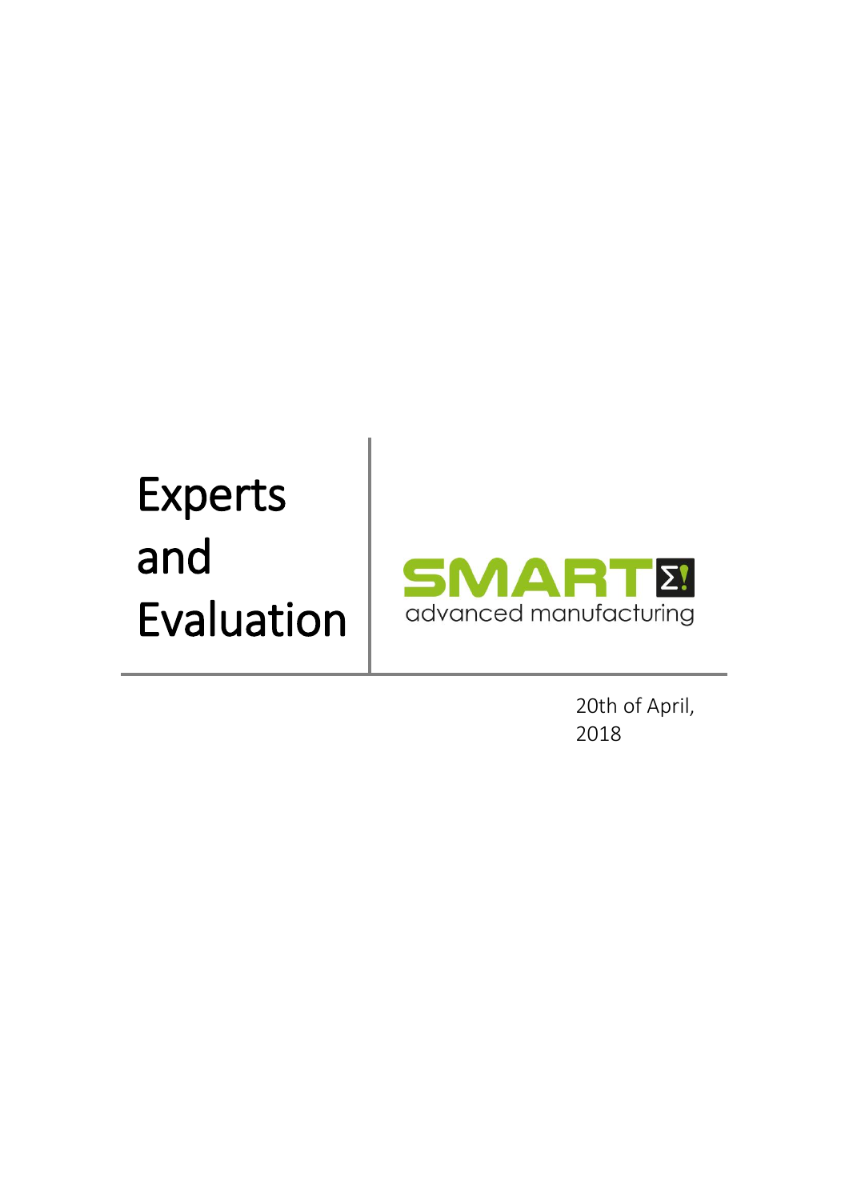# Experts and Evaluation

SMART Σ! advanced manufacturing

20th of April, 2018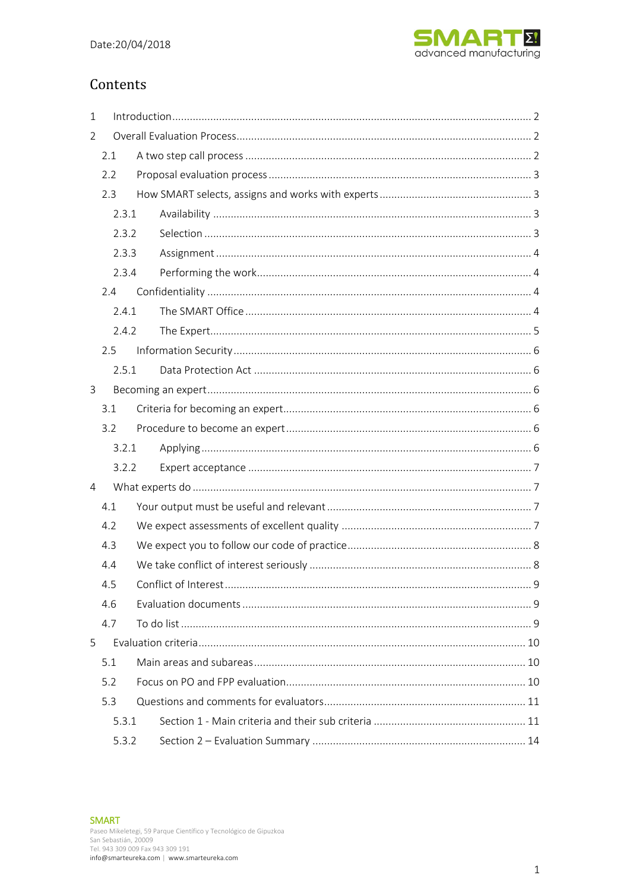# Contents

1 Introduction ........ 2
2 Overall Evaluation Process ........ 2
  2.1 A two step call process ........ 2
  2.2 Proposal evaluation process ........ 3
  2.3 How SMART selects, assigns and works with experts ........ 3
    2.3.1 Availability ........ 3
    2.3.2 Selection ........ 3
    2.3.3 Assignment ........ 4
    2.3.4 Performing the work ........ 4
  2.4 Confidentiality ........ 4
    2.4.1 The SMART Office ........ 4
    2.4.2 The Expert ........ 5
  2.5 Information Security ........ 6
    2.5.1 Data Protection Act ........ 6
3 Becoming an expert ........ 6
  3.1 Criteria for becoming an expert ........ 6
  3.2 Procedure to become an expert ........ 6
    3.2.1 Applying ........ 6
    3.2.2 Expert acceptance ........ 7
4 What experts do ........ 7
  4.1 Your output must be useful and relevant ........ 7
  4.2 We expect assessments of excellent quality ........ 7
  4.3 We expect you to follow our code of practice ........ 8
  4.4 We take conflict of interest seriously ........ 8
  4.5 Conflict of Interest ........ 9
  4.6 Evaluation documents ........ 9
  4.7 To do list ........ 9
5 Evaluation criteria ........ 10
  5.1 Main areas and subareas ........ 10
  5.2 Focus on PO and FPP evaluation ........ 10
  5.3 Questions and comments for evaluators ........ 11
    5.3.1 Section 1 - Main criteria and their sub criteria ........ 11
    5.3.2 Section 2 – Evaluation Summary ........ 14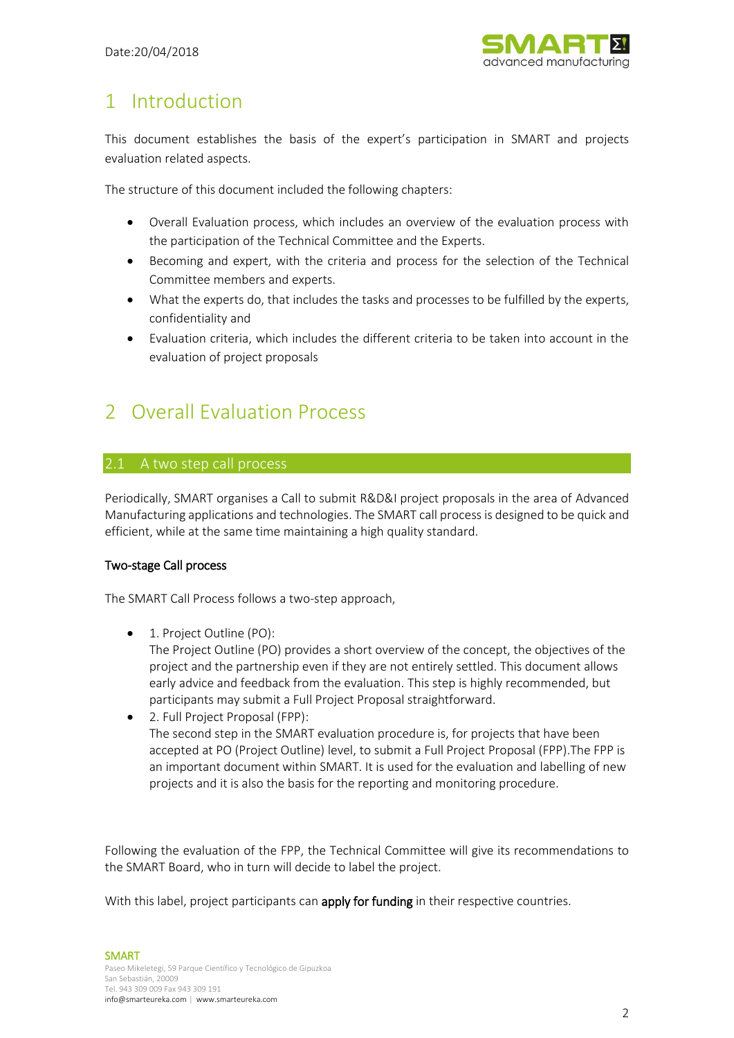# 1 Introduction

This document establishes the basis of the expert's participation in SMART and projects evaluation related aspects.

The structure of this document included the following chapters:

- Overall Evaluation process, which includes an overview of the evaluation process with the participation of the Technical Committee and the Experts.
- Becoming and expert, with the criteria and process for the selection of the Technical Committee members and experts.
- What the experts do, that includes the tasks and processes to be fulfilled by the experts, confidentiality and
- Evaluation criteria, which includes the different criteria to be taken into account in the evaluation of project proposals

# 2 Overall Evaluation Process

## 2.1 A two step call process

Periodically, SMART organises a Call to submit R&D&I project proposals in the area of Advanced Manufacturing applications and technologies. The SMART call process is designed to be quick and efficient, while at the same time maintaining a high quality standard.

**Two-stage Call process**

The SMART Call Process follows a two-step approach,

- 1. Project Outline (PO):
  The Project Outline (PO) provides a short overview of the concept, the objectives of the project and the partnership even if they are not entirely settled. This document allows early advice and feedback from the evaluation. This step is highly recommended, but participants may submit a Full Project Proposal straightforward.
- 2. Full Project Proposal (FPP):
  The second step in the SMART evaluation procedure is, for projects that have been accepted at PO (Project Outline) level, to submit a Full Project Proposal (FPP).The FPP is an important document within SMART. It is used for the evaluation and labelling of new projects and it is also the basis for the reporting and monitoring procedure.

Following the evaluation of the FPP, the Technical Committee will give its recommendations to the SMART Board, who in turn will decide to label the project.

With this label, project participants can **apply for funding** in their respective countries.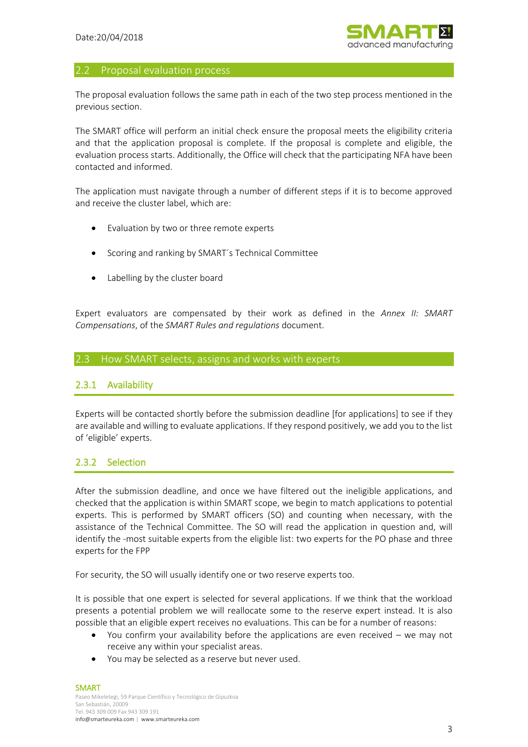## 2.2 Proposal evaluation process

The proposal evaluation follows the same path in each of the two step process mentioned in the previous section.

The SMART office will perform an initial check ensure the proposal meets the eligibility criteria and that the application proposal is complete. If the proposal is complete and eligible, the evaluation process starts. Additionally, the Office will check that the participating NFA have been contacted and informed.

The application must navigate through a number of different steps if it is to become approved and receive the cluster label, which are:

- Evaluation by two or three remote experts
- Scoring and ranking by SMART´s Technical Committee
- Labelling by the cluster board

Expert evaluators are compensated by their work as defined in the *Annex II: SMART Compensations*, of the *SMART Rules and regulations* document.

## 2.3 How SMART selects, assigns and works with experts

### 2.3.1 Availability

Experts will be contacted shortly before the submission deadline [for applications] to see if they are available and willing to evaluate applications. If they respond positively, we add you to the list of 'eligible' experts.

### 2.3.2 Selection

After the submission deadline, and once we have filtered out the ineligible applications, and checked that the application is within SMART scope, we begin to match applications to potential experts. This is performed by SMART officers (SO) and counting when necessary, with the assistance of the Technical Committee. The SO will read the application in question and, will identify the -most suitable experts from the eligible list: two experts for the PO phase and three experts for the FPP

For security, the SO will usually identify one or two reserve experts too.

It is possible that one expert is selected for several applications. If we think that the workload presents a potential problem we will reallocate some to the reserve expert instead. It is also possible that an eligible expert receives no evaluations. This can be for a number of reasons:

- You confirm your availability before the applications are even received – we may not receive any within your specialist areas.
- You may be selected as a reserve but never used.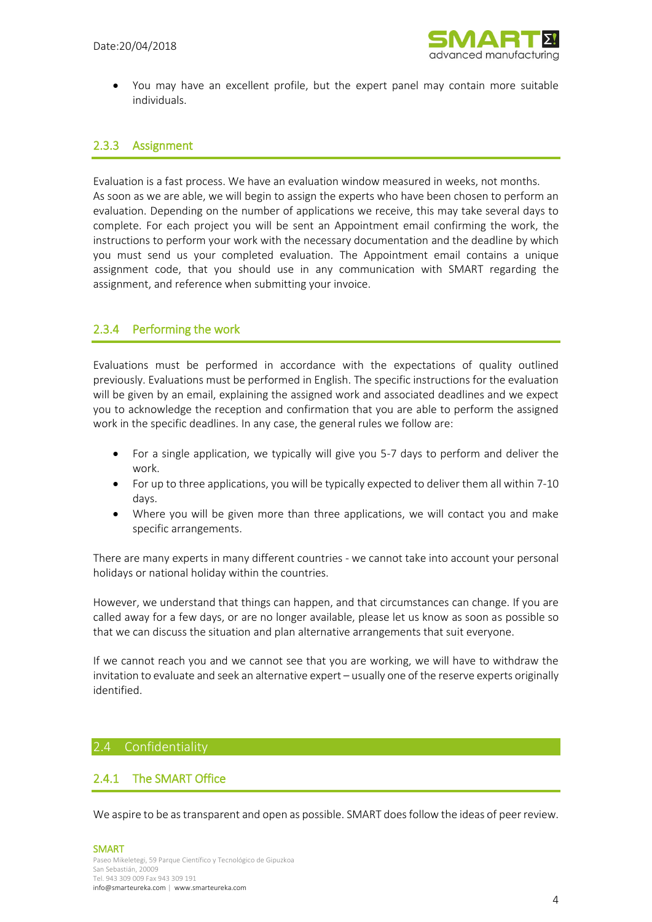- You may have an excellent profile, but the expert panel may contain more suitable individuals.

### 2.3.3 Assignment

Evaluation is a fast process. We have an evaluation window measured in weeks, not months. As soon as we are able, we will begin to assign the experts who have been chosen to perform an evaluation. Depending on the number of applications we receive, this may take several days to complete. For each project you will be sent an Appointment email confirming the work, the instructions to perform your work with the necessary documentation and the deadline by which you must send us your completed evaluation. The Appointment email contains a unique assignment code, that you should use in any communication with SMART regarding the assignment, and reference when submitting your invoice.

### 2.3.4 Performing the work

Evaluations must be performed in accordance with the expectations of quality outlined previously. Evaluations must be performed in English. The specific instructions for the evaluation will be given by an email, explaining the assigned work and associated deadlines and we expect you to acknowledge the reception and confirmation that you are able to perform the assigned work in the specific deadlines. In any case, the general rules we follow are:

- For a single application, we typically will give you 5-7 days to perform and deliver the work.
- For up to three applications, you will be typically expected to deliver them all within 7-10 days.
- Where you will be given more than three applications, we will contact you and make specific arrangements.

There are many experts in many different countries - we cannot take into account your personal holidays or national holiday within the countries.

However, we understand that things can happen, and that circumstances can change. If you are called away for a few days, or are no longer available, please let us know as soon as possible so that we can discuss the situation and plan alternative arrangements that suit everyone.

If we cannot reach you and we cannot see that you are working, we will have to withdraw the invitation to evaluate and seek an alternative expert – usually one of the reserve experts originally identified.

## 2.4 Confidentiality

### 2.4.1 The SMART Office

We aspire to be as transparent and open as possible. SMART does follow the ideas of peer review.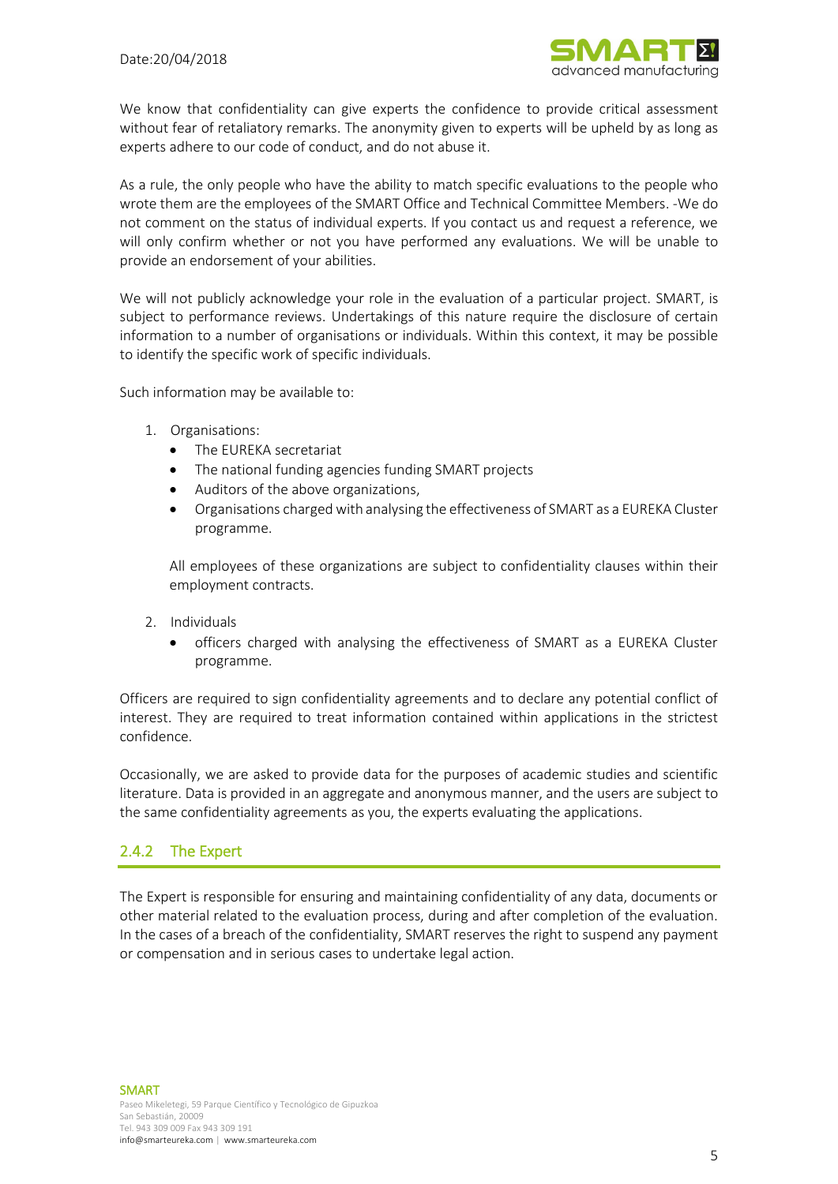We know that confidentiality can give experts the confidence to provide critical assessment without fear of retaliatory remarks. The anonymity given to experts will be upheld by as long as experts adhere to our code of conduct, and do not abuse it.

As a rule, the only people who have the ability to match specific evaluations to the people who wrote them are the SMART Office and Technical Committee Members. -We do not comment on the status of individual experts. If you contact us and request a reference, we will only confirm whether or not you have performed any evaluations. We will be unable to provide an endorsement of your abilities.

We will not publicly acknowledge your role in the evaluation of a particular project. SMART, is subject to performance reviews. Undertakings of this nature require the disclosure of certain information to a number of organisations or individuals. Within this context, it may be possible to identify the specific work of specific individuals.

Such information may be available to:

1. Organisations:
   - The EUREKA secretariat
   - The national funding agencies funding SMART projects
   - Auditors of the above organizations,
   - Organisations charged with analysing the effectiveness of SMART as a EUREKA Cluster programme.

   All employees of these organizations are subject to confidentiality clauses within their employment contracts.

2. Individuals
   - officers charged with analysing the effectiveness of SMART as a EUREKA Cluster programme.

Officers are required to sign confidentiality agreements and to declare any potential conflict of interest. They are required to treat information contained within applications in the strictest confidence.

Occasionally, we are asked to provide data for the purposes of academic studies and scientific literature. Data is provided in an aggregate and anonymous manner, and the users are subject to the same confidentiality agreements as you, the experts evaluating the applications.

### 2.4.2 The Expert

The Expert is responsible for ensuring and maintaining confidentiality of any data, documents or other material related to the evaluation process, during and after completion of the evaluation. In the cases of a breach of the confidentiality, SMART reserves the right to suspend any payment or compensation and in serious cases to undertake legal action.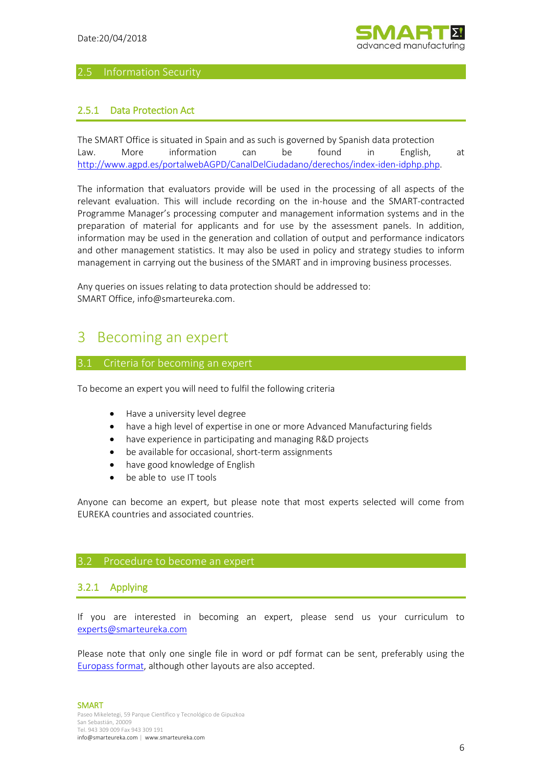## 2.5 Information Security

### 2.5.1 Data Protection Act

The SMART Office is situated in Spain and as such is governed by Spanish data protection Law. More information can be found in English, at http://www.agpd.es/portalwebAGPD/CanalDelCiudadano/derechos/index-iden-idphp.php.

The information that evaluators provide will be used in the processing of all aspects of the relevant evaluation. This will include recording on the in-house and the SMART-contracted Programme Manager's processing computer and management information systems and in the preparation of material for applicants and for use by the assessment panels. In addition, information may be used in the generation and collation of output and performance indicators and other management statistics. It may also be used in policy and strategy studies to inform management in carrying out the business of the SMART and in improving business processes.

Any queries on issues relating to data protection should be addressed to:
SMART Office, info@smarteureka.com.

# 3 Becoming an expert

## 3.1 Criteria for becoming an expert

To become an expert you will need to fulfil the following criteria

- Have a university level degree
- have a high level of expertise in one or more Advanced Manufacturing fields
- have experience in participating and managing R&D projects
- be available for occasional, short-term assignments
- have good knowledge of English
- be able to use IT tools

Anyone can become an expert, but please note that most experts selected will come from EUREKA countries and associated countries.

## 3.2 Procedure to become an expert

### 3.2.1 Applying

If you are interested in becoming an expert, please send us your curriculum to experts@smarteureka.com

Please note that only one single file in word or pdf format can be sent, preferably using the Europass format, although other layouts are also accepted.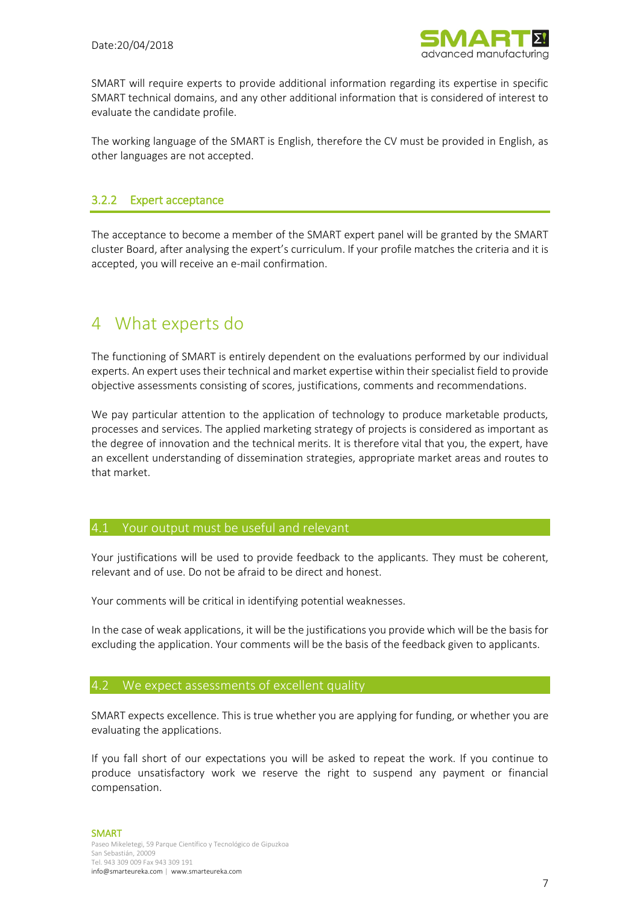SMART will require experts to provide additional information regarding its expertise in specific SMART technical domains, and any other additional information that is considered of interest to evaluate the candidate profile.

The working language of the SMART is English, therefore the CV must be provided in English, as other languages are not accepted.

### 3.2.2 Expert acceptance

The acceptance to become a member of the SMART expert panel will be granted by the SMART cluster Board, after analysing the expert's curriculum. If your profile matches the criteria and it is accepted, you will receive an e-mail confirmation.

# 4 What experts do

The functioning of SMART is entirely dependent on the evaluations performed by our individual experts. An expert uses their technical and market expertise within their specialist field to provide objective assessments consisting of scores, justifications, comments and recommendations.

We pay particular attention to the application of technology to produce marketable products, processes and services. The applied marketing strategy of projects is considered as important as the degree of innovation and the technical merits. It is therefore vital that you, the expert, have an excellent understanding of dissemination strategies, appropriate market areas and routes to that market.

## 4.1 Your output must be useful and relevant

Your justifications will be used to provide feedback to the applicants. They must be coherent, relevant and of use. Do not be afraid to be direct and honest.

Your comments will be critical in identifying potential weaknesses.

In the case of weak applications, it will be the justifications you provide which will be the basis for excluding the application. Your comments will be the basis of the feedback given to applicants.

## 4.2 We expect assessments of excellent quality

SMART expects excellence. This is true whether you are applying for funding, or whether you are evaluating the applications.

If you fall short of our expectations you will be asked to repeat the work. If you continue to produce unsatisfactory work we reserve the right to suspend any payment or financial compensation.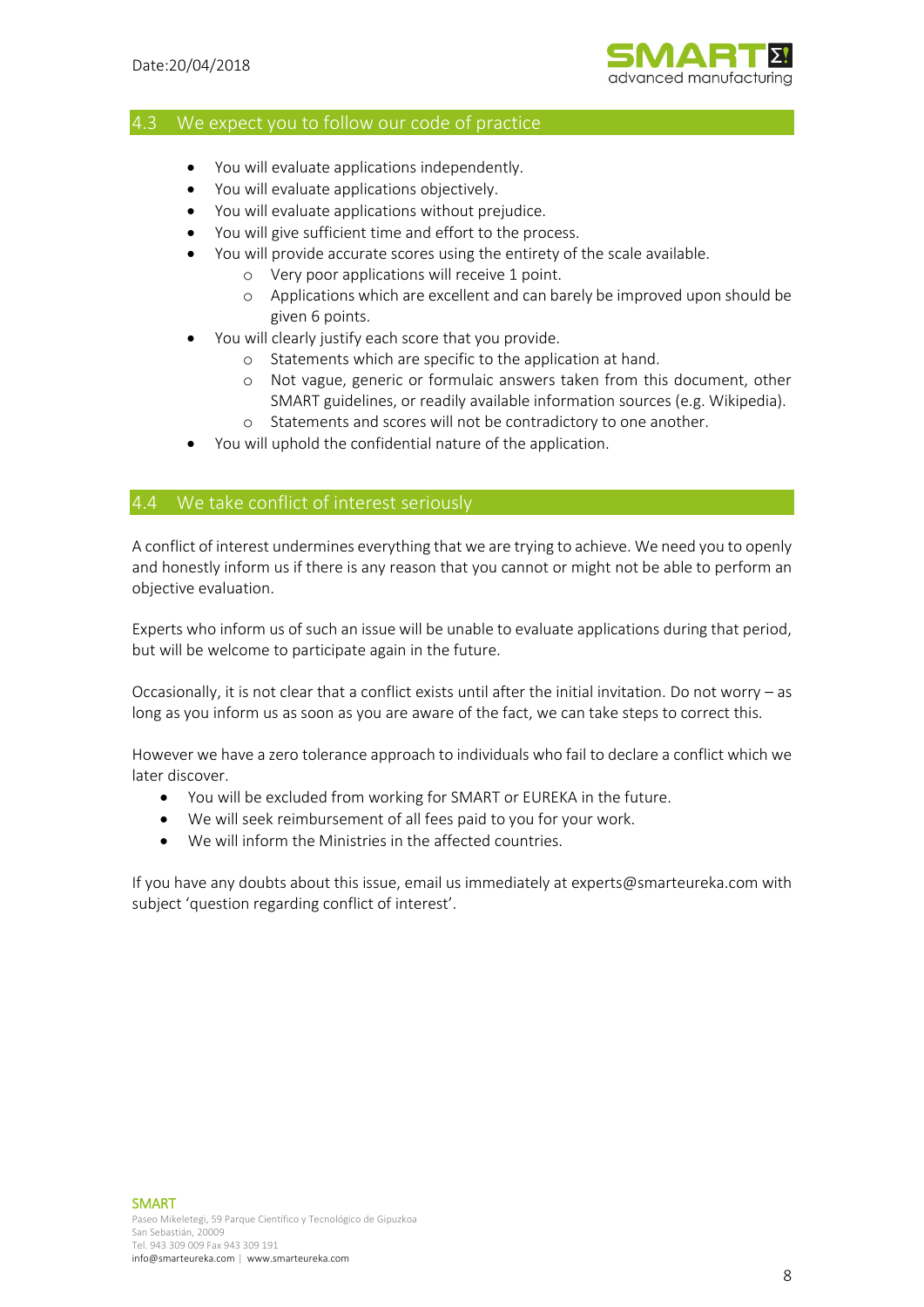## 4.3 We expect you to follow our code of practice

- You will evaluate applications independently.
- You will evaluate applications objectively.
- You will evaluate applications without prejudice.
- You will give sufficient time and effort to the process.
- You will provide accurate scores using the entirety of the scale available.
  - Very poor applications will receive 1 point.
  - Applications which are excellent and can barely be improved upon should be given 6 points.
- You will clearly justify each score that you provide.
  - Statements which are specific to the application at hand.
  - Not vague, generic or formulaic answers taken from this document, other SMART guidelines, or readily available information sources (e.g. Wikipedia).
  - Statements and scores will not be contradictory to one another.
- You will uphold the confidential nature of the application.

## 4.4 We take conflict of interest seriously

A conflict of interest undermines everything that we are trying to achieve. We need you to openly and honestly inform us if there is any reason that you cannot or might not be able to perform an objective evaluation.

Experts who inform us of such an issue will be unable to evaluate applications during that period, but will be welcome to participate again in the future.

Occasionally, it is not clear that a conflict exists until after the initial invitation. Do not worry – as long as you inform us as soon as you are aware of the fact, we can take steps to correct this.

However we have a zero tolerance approach to individuals who fail to declare a conflict which we later discover.

- You will be excluded from working for SMART or EUREKA in the future.
- We will seek reimbursement of all fees paid to you for your work.
- We will inform the Ministries in the affected countries.

If you have any doubts about this issue, email us immediately at experts@smarteureka.com with subject 'question regarding conflict of interest'.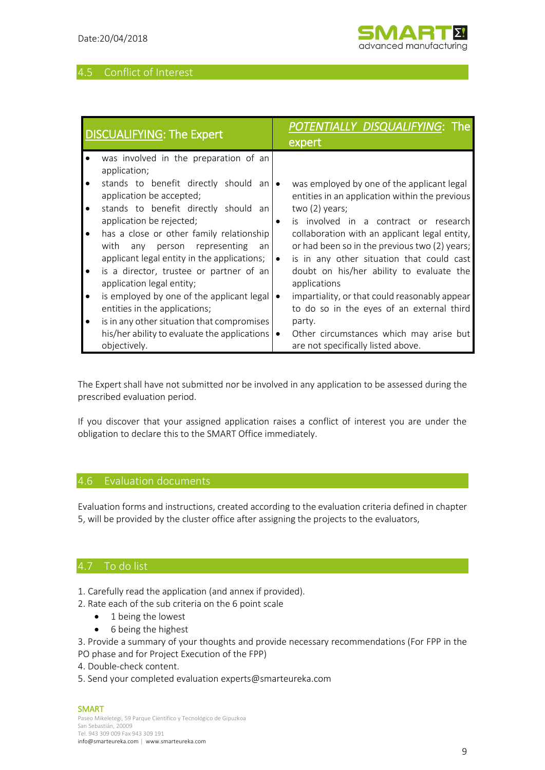## 4.5 Conflict of Interest

| DISCUALIFYING: The Expert | POTENTIALLY DISQUALIFYING: The expert |
|---|---|
| • was involved in the preparation of an application;<br>• stands to benefit directly should an application be accepted;<br>• stands to benefit directly should an application be rejected;<br>• has a close or other family relationship with any person representing an applicant legal entity in the applications;<br>• is a director, trustee or partner of an application legal entity;<br>• is employed by one of the applicant legal entities in the applications;<br>• is in any other situation that compromises his/her ability to evaluate the applications objectively. | • was employed by one of the applicant legal entities in an application within the previous two (2) years;<br>• is involved in a contract or research collaboration with an applicant legal entity, or had been so in the previous two (2) years;<br>• is in any other situation that could cast doubt on his/her ability to evaluate the applications<br>• impartiality, or that could reasonably appear to do so in the eyes of an external third party.<br>• Other circumstances which may arise but are not specifically listed above. |

The Expert shall have not submitted nor be involved in any application to be assessed during the prescribed evaluation period.

If you discover that your assigned application raises a conflict of interest you are under the obligation to declare this to the SMART Office immediately.

## 4.6 Evaluation documents

Evaluation forms and instructions, created according to the evaluation criteria defined in chapter 5, will be provided by the cluster office after assigning the projects to the evaluators,

## 4.7 To do list

1. Carefully read the application (and annex if provided).
2. Rate each of the sub criteria on the 6 point scale
    - 1 being the lowest
    - 6 being the highest
3. Provide a summary of your thoughts and provide necessary recommendations (For FPP in the PO phase and for Project Execution of the FPP)
4. Double-check content.
5. Send your completed evaluation experts@smarteureka.com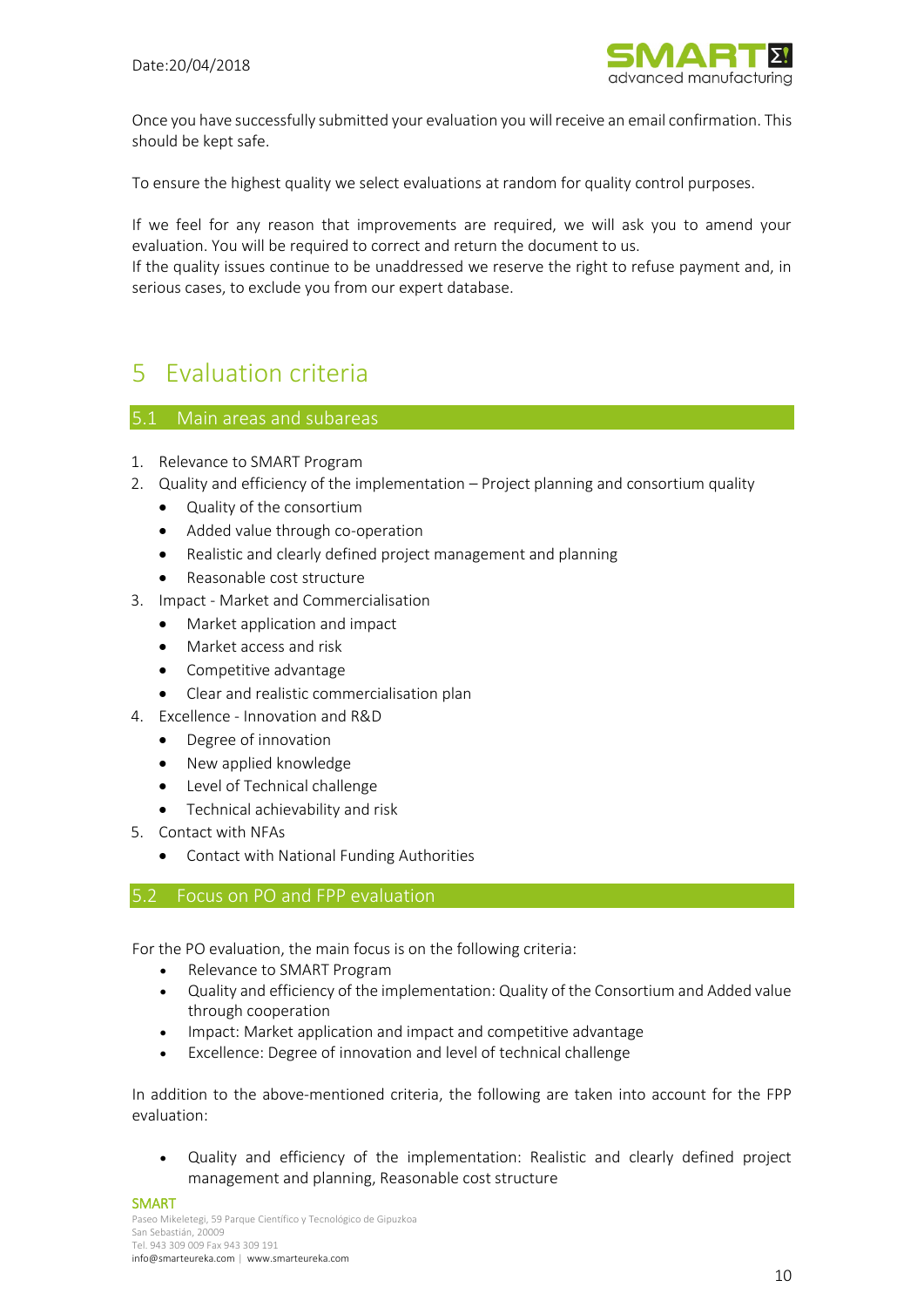Once you have successfully submitted your evaluation you will receive an email confirmation. This should be kept safe.

To ensure the highest quality we select evaluations at random for quality control purposes.

If we feel for any reason that improvements are required, we will ask you to amend your evaluation. You will be required to correct and return the document to us.
If the quality issues continue to be unaddressed we reserve the right to refuse payment and, in serious cases, to exclude you from our expert database.

# 5 Evaluation criteria

## 5.1 Main areas and subareas

1. Relevance to SMART Program
2. Quality and efficiency of the implementation – Project planning and consortium quality
   - Quality of the consortium
   - Added value through co-operation
   - Realistic and clearly defined project management and planning
   - Reasonable cost structure
3. Impact - Market and Commercialisation
   - Market application and impact
   - Market access and risk
   - Competitive advantage
   - Clear and realistic commercialisation plan
4. Excellence - Innovation and R&D
   - Degree of innovation
   - New applied knowledge
   - Level of Technical challenge
   - Technical achievability and risk
5. Contact with NFAs
   - Contact with National Funding Authorities

## 5.2 Focus on PO and FPP evaluation

For the PO evaluation, the main focus is on the following criteria:

- Relevance to SMART Program
- Quality and efficiency of the implementation: Quality of the Consortium and Added value through cooperation
- Impact: Market application and impact and competitive advantage
- Excellence: Degree of innovation and level of technical challenge

In addition to the above-mentioned criteria, the following are taken into account for the FPP evaluation:

- Quality and efficiency of the implementation: Realistic and clearly defined project management and planning, Reasonable cost structure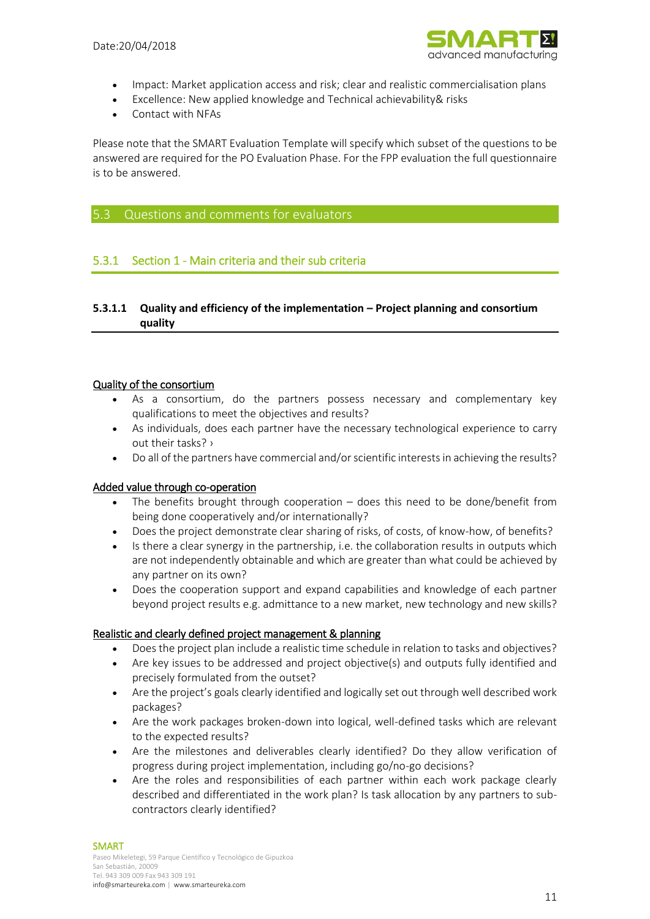- Impact: Market application access and risk; clear and realistic commercialisation plans
- Excellence: New applied knowledge and Technical achievability& risks
- Contact with NFAs

Please note that the SMART Evaluation Template will specify which subset of the questions to be answered are required for the PO Evaluation Phase. For the FPP evaluation the full questionnaire is to be answered.

## 5.3 Questions and comments for evaluators

### 5.3.1 Section 1 - Main criteria and their sub criteria

#### 5.3.1.1 Quality and efficiency of the implementation – Project planning and consortium quality

Quality of the consortium

- As a consortium, do the partners possess necessary and complementary key qualifications to meet the objectives and results?
- As individuals, does each partner have the necessary technological experience to carry out their tasks? ›
- Do all of the partners have commercial and/or scientific interests in achieving the results?

Added value through co-operation

- The benefits brought through cooperation – does this need to be done/benefit from being done cooperatively and/or internationally?
- Does the project demonstrate clear sharing of risks, of costs, of know-how, of benefits?
- Is there a clear synergy in the partnership, i.e. the collaboration results in outputs which are not independently obtainable and which are greater than what could be achieved by any partner on its own?
- Does the cooperation support and expand capabilities and knowledge of each partner beyond project results e.g. admittance to a new market, new technology and new skills?

Realistic and clearly defined project management & planning

- Does the project plan include a realistic time schedule in relation to tasks and objectives?
- Are key issues to be addressed and project objective(s) and outputs fully identified and precisely formulated from the outset?
- Are the project's goals clearly identified and logically set out through well described work packages?
- Are the work packages broken-down into logical, well-defined tasks which are relevant to the expected results?
- Are the milestones and deliverables clearly identified? Do they allow verification of progress during project implementation, including go/no-go decisions?
- Are the roles and responsibilities of each partner within each work package clearly described and differentiated in the work plan? Is task allocation by any partners to sub-contractors clearly identified?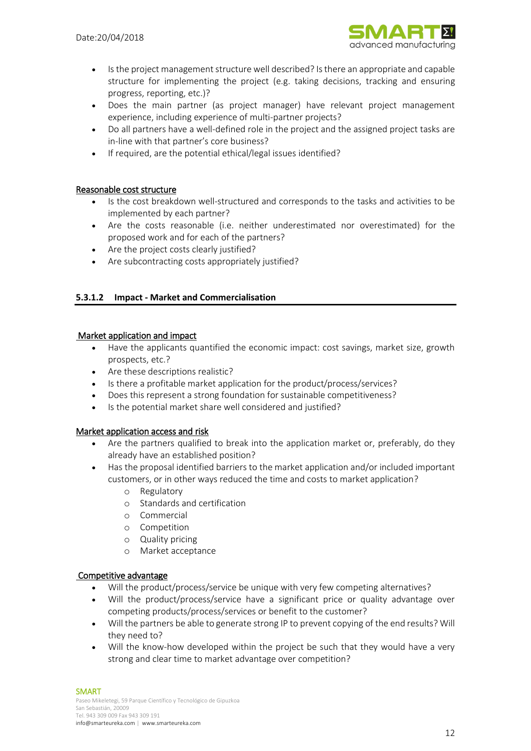- Is the project management structure well described? Is there an appropriate and capable structure for implementing the project (e.g. taking decisions, tracking and ensuring progress, reporting, etc.)?
- Does the main partner (as project manager) have relevant project management experience, including experience of multi-partner projects?
- Do all partners have a well-defined role in the project and the assigned project tasks are in-line with that partner's core business?
- If required, are the potential ethical/legal issues identified?

<u>Reasonable cost structure</u>

- Is the cost breakdown well-structured and corresponds to the tasks and activities to be implemented by each partner?
- Are the costs reasonable (i.e. neither underestimated nor overestimated) for the proposed work and for each of the partners?
- Are the project costs clearly justified?
- Are subcontracting costs appropriately justified?

#### 5.3.1.2 Impact - Market and Commercialisation

<u>Market application and impact</u>

- Have the applicants quantified the economic impact: cost savings, market size, growth prospects, etc.?
- Are these descriptions realistic?
- Is there a profitable market application for the product/process/services?
- Does this represent a strong foundation for sustainable competitiveness?
- Is the potential market share well considered and justified?

<u>Market application access and risk</u>

- Are the partners qualified to break into the application market or, preferably, do they already have an established position?
- Has the proposal identified barriers to the market application and/or included important customers, or in other ways reduced the time and costs to market application?
  - Regulatory
  - Standards and certification
  - Commercial
  - Competition
  - Quality pricing
  - Market acceptance

<u>Competitive advantage</u>

- Will the product/process/service be unique with very few competing alternatives?
- Will the product/process/service have a significant price or quality advantage over competing products/process/services or benefit to the customer?
- Will the partners be able to generate strong IP to prevent copying of the end results? Will they need to?
- Will the know-how developed within the project be such that they would have a very strong and clear time to market advantage over competition?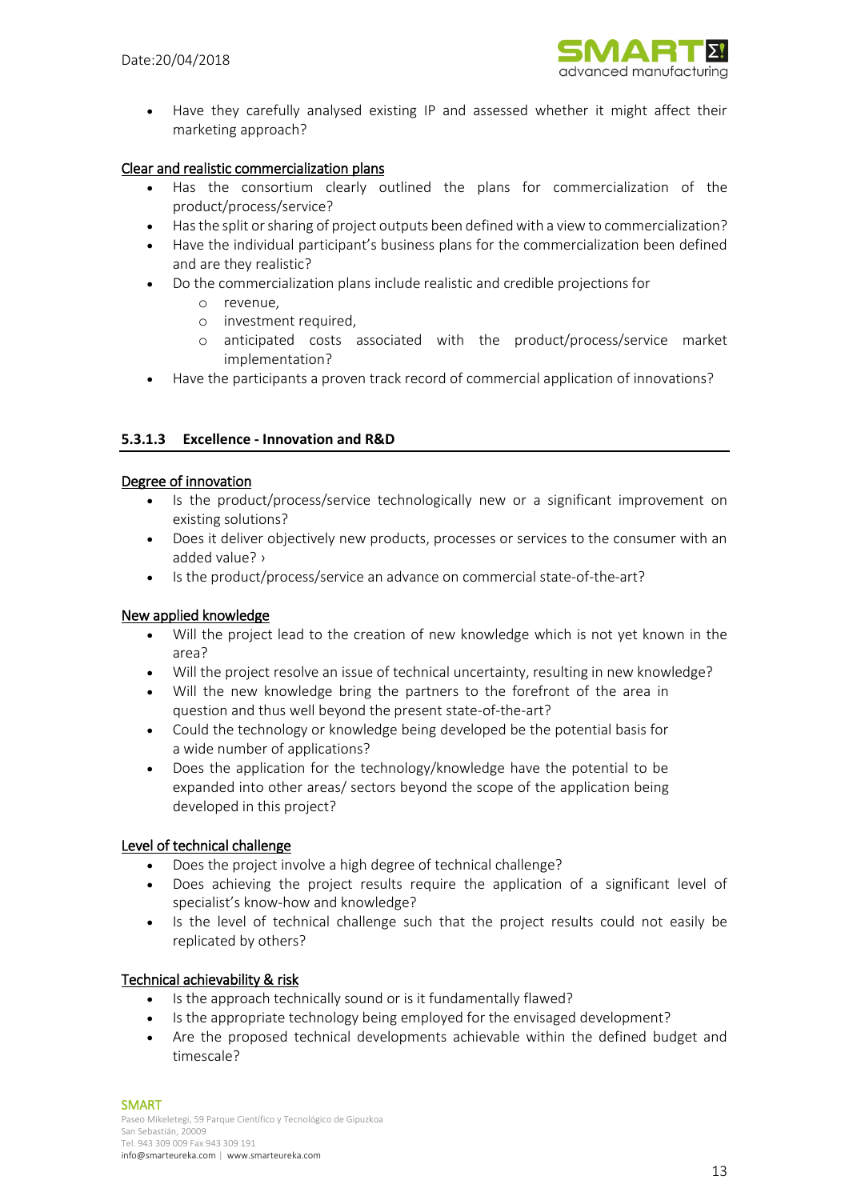- Have they carefully analysed existing IP and assessed whether it might affect their marketing approach?

Clear and realistic commercialization plans

- Has the consortium clearly outlined the plans for commercialization of the product/process/service?
- Has the split or sharing of project outputs been defined with a view to commercialization?
- Have the individual participant's business plans for the commercialization been defined and are they realistic?
- Do the commercialization plans include realistic and credible projections for
    - revenue,
    - investment required,
    - anticipated costs associated with the product/process/service market implementation?
- Have the participants a proven track record of commercial application of innovations?

#### 5.3.1.3 Excellence - Innovation and R&D

Degree of innovation

- Is the product/process/service technologically new or a significant improvement on existing solutions?
- Does it deliver objectively new products, processes or services to the consumer with an added value? ›
- Is the product/process/service an advance on commercial state-of-the-art?

New applied knowledge

- Will the project lead to the creation of new knowledge which is not yet known in the area?
- Will the project resolve an issue of technical uncertainty, resulting in new knowledge?
- Will the new knowledge bring the partners to the forefront of the area in question and thus well beyond the present state-of-the-art?
- Could the technology or knowledge being developed be the potential basis for a wide number of applications?
- Does the application for the technology/knowledge have the potential to be expanded into other areas/ sectors beyond the scope of the application being developed in this project?

Level of technical challenge

- Does the project involve a high degree of technical challenge?
- Does achieving the project results require the application of a significant level of specialist's know-how and knowledge?
- Is the level of technical challenge such that the project results could not easily be replicated by others?

Technical achievability & risk

- Is the approach technically sound or is it fundamentally flawed?
- Is the appropriate technology being employed for the envisaged development?
- Are the proposed technical developments achievable within the defined budget and timescale?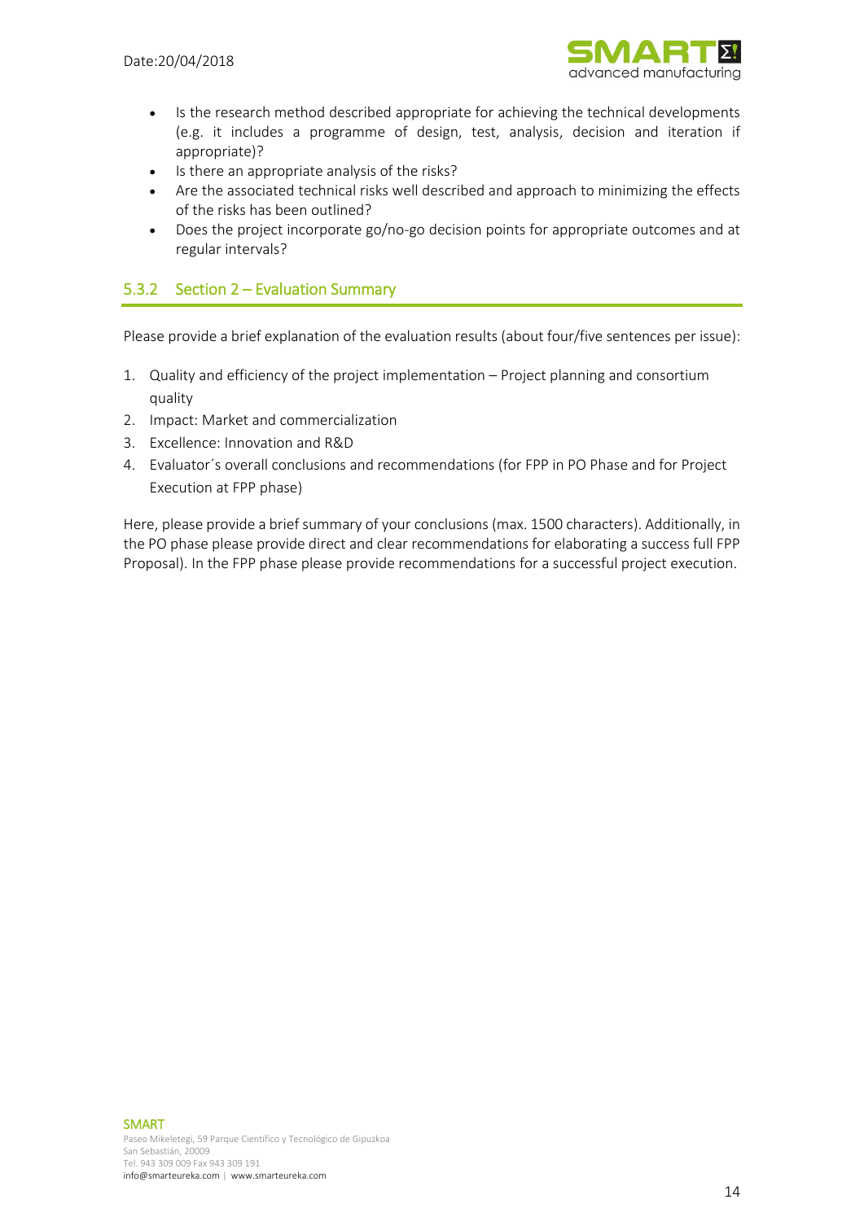- Is the research method described appropriate for achieving the technical developments (e.g. it includes a programme of design, test, analysis, decision and iteration if appropriate)?
- Is there an appropriate analysis of the risks?
- Are the associated technical risks well described and approach to minimizing the effects of the risks has been outlined?
- Does the project incorporate go/no-go decision points for appropriate outcomes and at regular intervals?

### 5.3.2 Section 2 – Evaluation Summary

Please provide a brief explanation of the evaluation results (about four/five sentences per issue):

1. Quality and efficiency of the project implementation – Project planning and consortium quality
2. Impact: Market and commercialization
3. Excellence: Innovation and R&D
4. Evaluator´s overall conclusions and recommendations (for FPP in PO Phase and for Project Execution at FPP phase)

Here, please provide a brief summary of your conclusions (max. 1500 characters). Additionally, in the PO phase please provide direct and clear recommendations for elaborating a success full FPP Proposal). In the FPP phase please provide recommendations for a successful project execution.